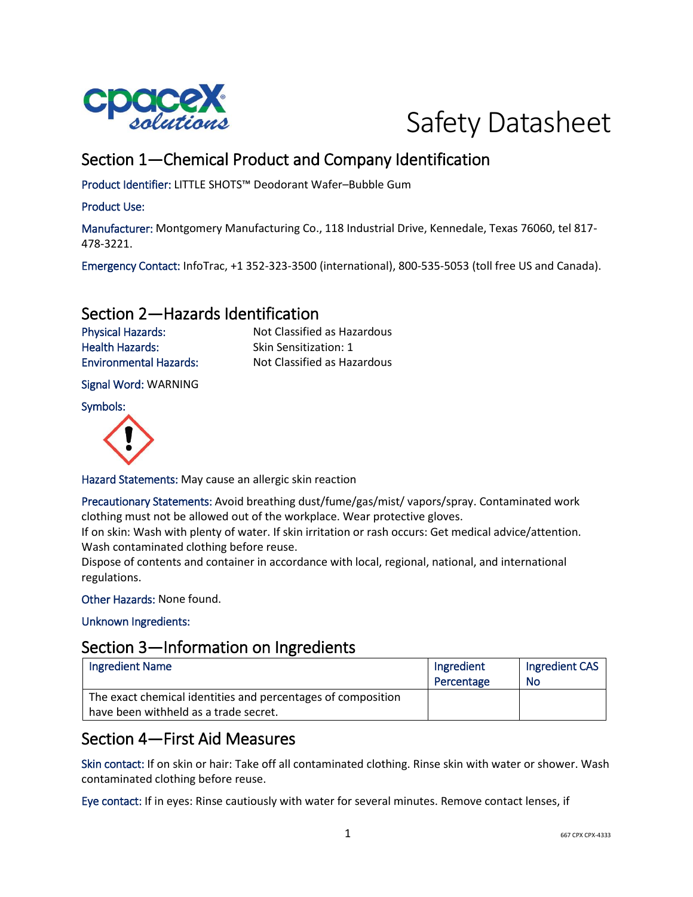# Safety Datasheet

## Section 1—Chemical Product and Company Identification

Product Identifier: LITTLE SHOTS™ Deodorant Wafer–Bubble Gum

Product Use:

Manufacturer: Montgomery Manufacturing Co., 118 Industrial Drive, Kennedale, Texas 76060, tel 817-478-3221.

Emergency Contact: InfoTrac, +1 352-323-3500 (international), 800-535-5053 (toll free US and Canada).

## Section 2—Hazards Identification

Physical Hazards: Not Classified as Hazardous
Health Hazards: Skin Sensitization: 1
Environmental Hazards: Not Classified as Hazardous

Signal Word: WARNING

Symbols:

Hazard Statements: May cause an allergic skin reaction

Precautionary Statements: Avoid breathing dust/fume/gas/mist/ vapors/spray. Contaminated work clothing must not be allowed out of the workplace. Wear protective gloves.
If on skin: Wash with plenty of water. If skin irritation or rash occurs: Get medical advice/attention. Wash contaminated clothing before reuse.
Dispose of contents and container in accordance with local, regional, national, and international regulations.

Other Hazards: None found.

Unknown Ingredients:

## Section 3—Information on Ingredients

| Ingredient Name | Ingredient Percentage | Ingredient CAS No |
|---|---|---|
| The exact chemical identities and percentages of composition have been withheld as a trade secret. | | |

## Section 4—First Aid Measures

Skin contact: If on skin or hair: Take off all contaminated clothing. Rinse skin with water or shower. Wash contaminated clothing before reuse.

Eye contact: If in eyes: Rinse cautiously with water for several minutes. Remove contact lenses, if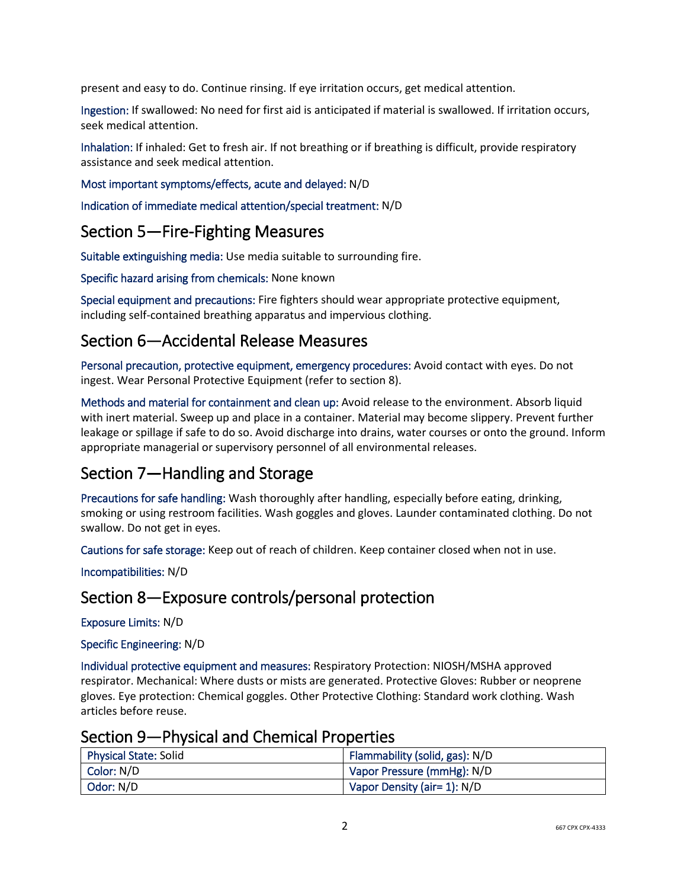present and easy to do. Continue rinsing. If eye irritation occurs, get medical attention.

Ingestion: If swallowed: No need for first aid is anticipated if material is swallowed. If irritation occurs, seek medical attention.

Inhalation: If inhaled: Get to fresh air. If not breathing or if breathing is difficult, provide respiratory assistance and seek medical attention.

Most important symptoms/effects, acute and delayed: N/D

Indication of immediate medical attention/special treatment: N/D

## Section 5—Fire-Fighting Measures

Suitable extinguishing media: Use media suitable to surrounding fire.

Specific hazard arising from chemicals: None known

Special equipment and precautions: Fire fighters should wear appropriate protective equipment, including self-contained breathing apparatus and impervious clothing.

## Section 6—Accidental Release Measures

Personal precaution, protective equipment, emergency procedures: Avoid contact with eyes. Do not ingest. Wear Personal Protective Equipment (refer to section 8).

Methods and material for containment and clean up: Avoid release to the environment. Absorb liquid with inert material. Sweep up and place in a container. Material may become slippery. Prevent further leakage or spillage if safe to do so. Avoid discharge into drains, water courses or onto the ground. Inform appropriate managerial or supervisory personnel of all environmental releases.

## Section 7—Handling and Storage

Precautions for safe handling: Wash thoroughly after handling, especially before eating, drinking, smoking or using restroom facilities. Wash goggles and gloves. Launder contaminated clothing. Do not swallow. Do not get in eyes.

Cautions for safe storage: Keep out of reach of children. Keep container closed when not in use.

Incompatibilities: N/D

## Section 8—Exposure controls/personal protection

Exposure Limits: N/D

Specific Engineering: N/D

Individual protective equipment and measures: Respiratory Protection: NIOSH/MSHA approved respirator. Mechanical: Where dusts or mists are generated. Protective Gloves: Rubber or neoprene gloves. Eye protection: Chemical goggles. Other Protective Clothing: Standard work clothing. Wash articles before reuse.

## Section 9—Physical and Chemical Properties

| | |
|---|---|
| Physical State: Solid | Flammability (solid, gas): N/D |
| Color: N/D | Vapor Pressure (mmHg): N/D |
| Odor: N/D | Vapor Density (air= 1): N/D |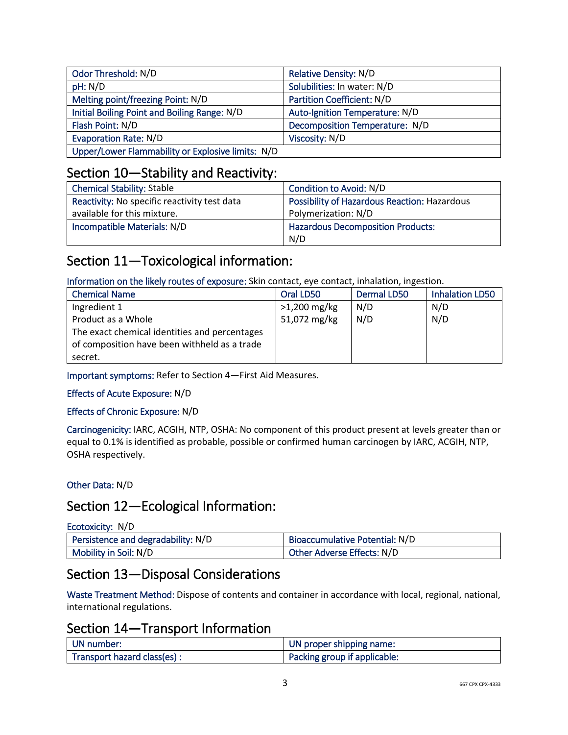| Odor Threshold: N/D | Relative Density: N/D |
|---|---|
| pH: N/D | Solubilities: In water: N/D |
| Melting point/freezing Point: N/D | Partition Coefficient: N/D |
| Initial Boiling Point and Boiling Range: N/D | Auto-Ignition Temperature: N/D |
| Flash Point: N/D | Decomposition Temperature: N/D |
| Evaporation Rate: N/D | Viscosity: N/D |
| Upper/Lower Flammability or Explosive limits: N/D | |

## Section 10—Stability and Reactivity:

| Chemical Stability: Stable | Condition to Avoid: N/D |
|---|---|
| Reactivity: No specific reactivity test data available for this mixture. | Possibility of Hazardous Reaction: Hazardous Polymerization: N/D |
| Incompatible Materials: N/D | Hazardous Decomposition Products: N/D |

## Section 11—Toxicological information:

Information on the likely routes of exposure: Skin contact, eye contact, inhalation, ingestion.

| Chemical Name | Oral LD50 | Dermal LD50 | Inhalation LD50 |
|---|---|---|---|
| Ingredient 1 | >1,200 mg/kg | N/D | N/D |
| Product as a Whole | 51,072 mg/kg | N/D | N/D |
| The exact chemical identities and percentages of composition have been withheld as a trade secret. | | | |

Important symptoms: Refer to Section 4—First Aid Measures.

Effects of Acute Exposure: N/D

Effects of Chronic Exposure: N/D

Carcinogenicity: IARC, ACGIH, NTP, OSHA: No component of this product present at levels greater than or equal to 0.1% is identified as probable, possible or confirmed human carcinogen by IARC, ACGIH, NTP, OSHA respectively.

Other Data: N/D

## Section 12—Ecological Information:

Ecotoxicity: N/D

| Persistence and degradability: N/D | Bioaccumulative Potential: N/D |
|---|---|
| Mobility in Soil: N/D | Other Adverse Effects: N/D |

## Section 13—Disposal Considerations

Waste Treatment Method: Dispose of contents and container in accordance with local, regional, national, international regulations.

## Section 14—Transport Information

| UN number: | UN proper shipping name: |
|---|---|
| Transport hazard class(es) : | Packing group if applicable: |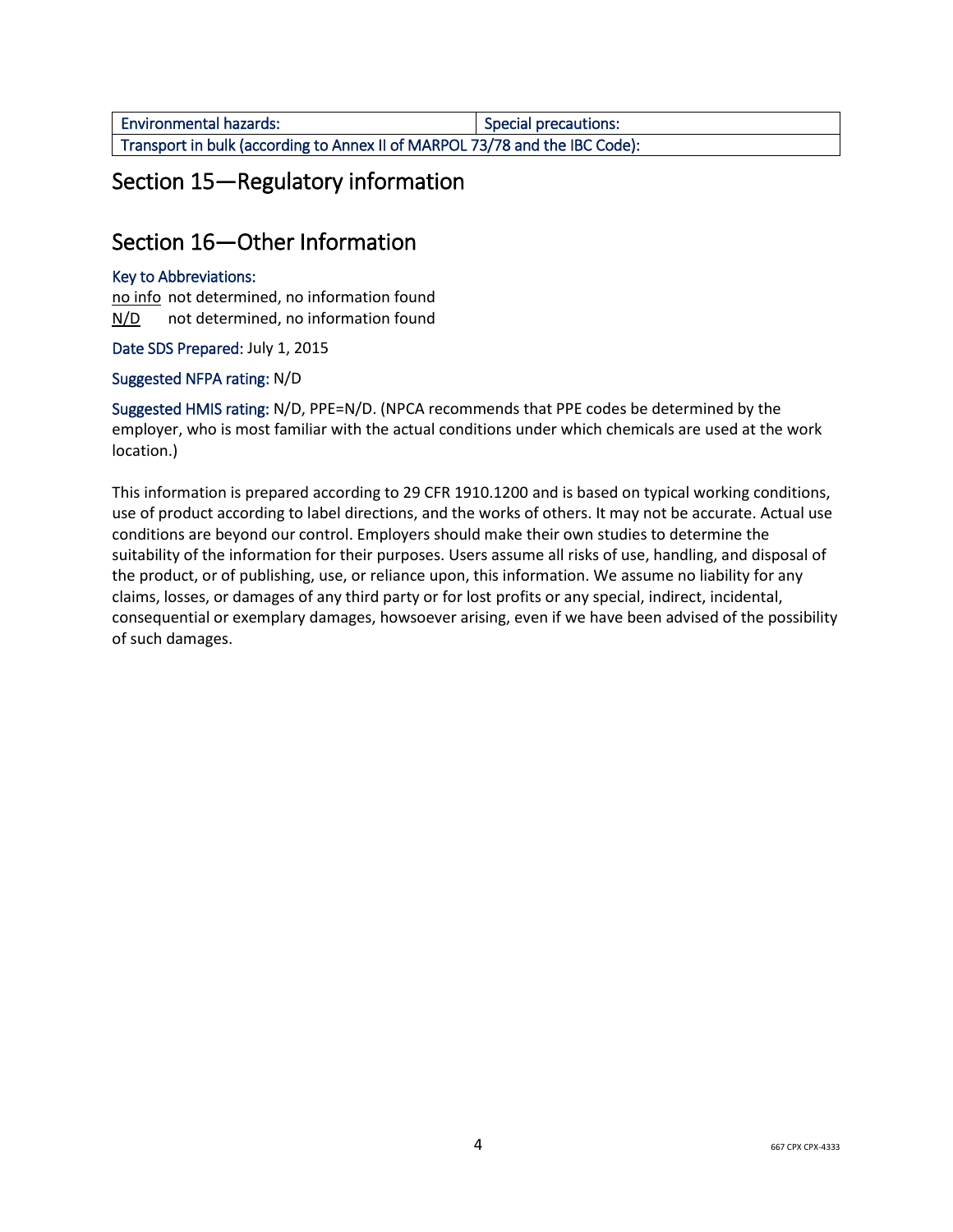| | |
|---|---|
| Environmental hazards: | Special precautions: |
| Transport in bulk (according to Annex II of MARPOL 73/78 and the IBC Code): | |

## Section 15—Regulatory information

## Section 16—Other Information

**Key to Abbreviations:**

no info  not determined, no information found
N/D  not determined, no information found

**Date SDS Prepared:** July 1, 2015

**Suggested NFPA rating:** N/D

**Suggested HMIS rating:** N/D, PPE=N/D. (NPCA recommends that PPE codes be determined by the employer, who is most familiar with the actual conditions under which chemicals are used at the work location.)

This information is prepared according to 29 CFR 1910.1200 and is based on typical working conditions, use of product according to label directions, and the works of others. It may not be accurate. Actual use conditions are beyond our control. Employers should make their own studies to determine the suitability of the information for their purposes. Users assume all risks of use, handling, and disposal of the product, or of publishing, use, or reliance upon, this information. We assume no liability for any claims, losses, or damages of any third party or for lost profits or any special, indirect, incidental, consequential or exemplary damages, howsoever arising, even if we have been advised of the possibility of such damages.